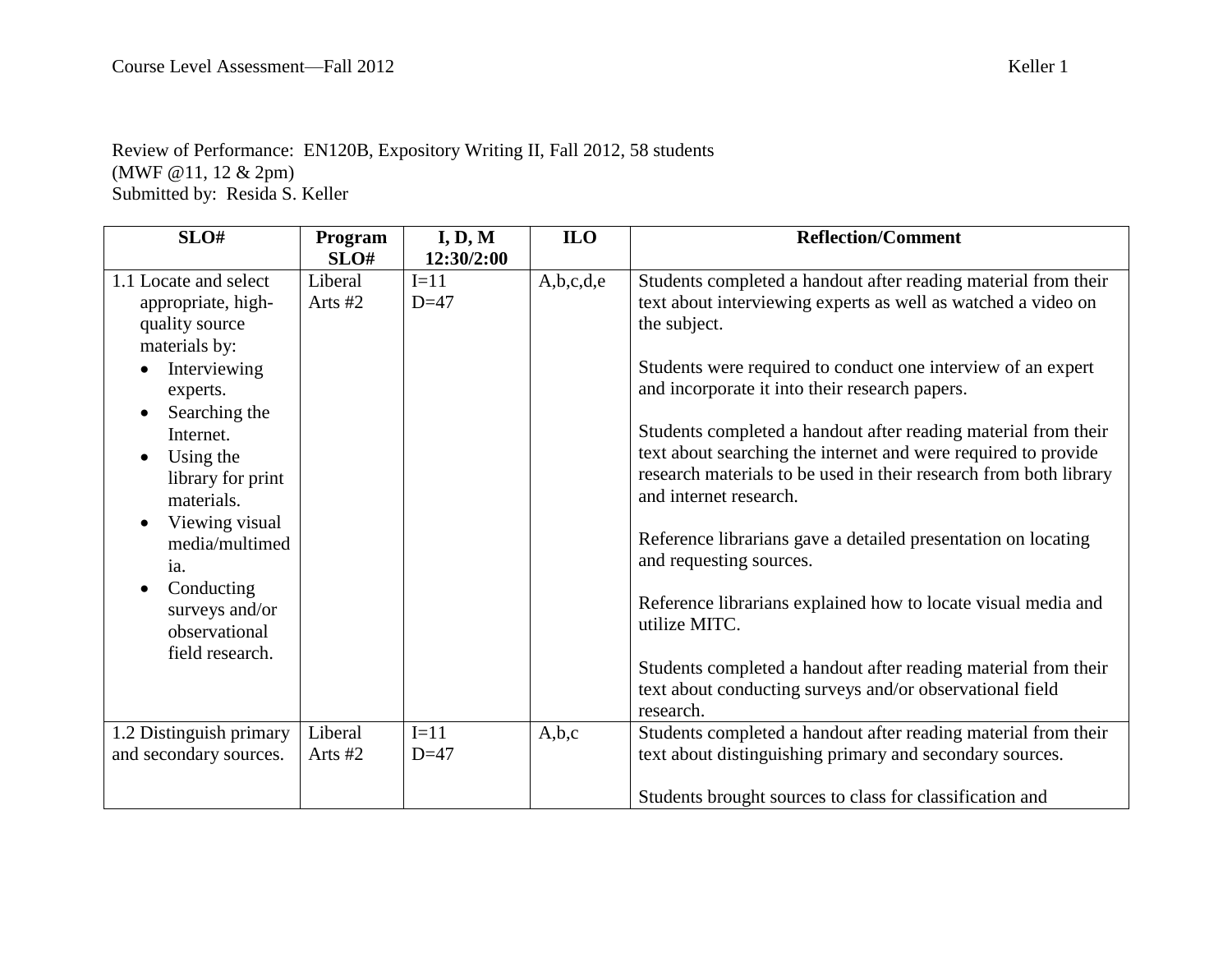Review of Performance: EN120B, Expository Writing II, Fall 2012, 58 students
(MWF @11, 12 & 2pm)
Submitted by: Resida S. Keller

| SLO# | Program SLO# | I, D, M 12:30/2:00 | ILO | Reflection/Comment |
|---|---|---|---|---|
| 1.1 Locate and select appropriate, high-quality source materials by:<br>• Interviewing experts.<br>• Searching the Internet.<br>• Using the library for print materials.<br>• Viewing visual media/multimedia.<br>• Conducting surveys and/or observational field research. | Liberal Arts #2 | I=11<br>D=47 | A,b,c,d,e | Students completed a handout after reading material from their text about interviewing experts as well as watched a video on the subject.<br><br>Students were required to conduct one interview of an expert and incorporate it into their research papers.<br><br>Students completed a handout after reading material from their text about searching the internet and were required to provide research materials to be used in their research from both library and internet research.<br><br>Reference librarians gave a detailed presentation on locating and requesting sources.<br><br>Reference librarians explained how to locate visual media and utilize MITC.<br><br>Students completed a handout after reading material from their text about conducting surveys and/or observational field research. |
| 1.2 Distinguish primary and secondary sources. | Liberal Arts #2 | I=11<br>D=47 | A,b,c | Students completed a handout after reading material from their text about distinguishing primary and secondary sources.<br><br>Students brought sources to class for classification and |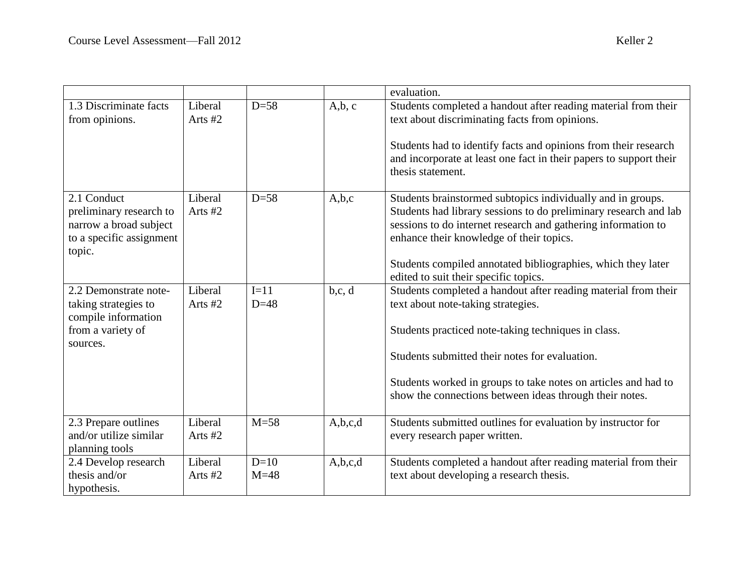|  |  |  |  |  |
|---|---|---|---|---|
|  |  |  |  | evaluation. |
| 1.3 Discriminate facts from opinions. | Liberal Arts #2 | D=58 | A,b, c | Students completed a handout after reading material from their text about discriminating facts from opinions.<br><br>Students had to identify facts and opinions from their research and incorporate at least one fact in their papers to support their thesis statement. |
| 2.1 Conduct preliminary research to narrow a broad subject to a specific assignment topic. | Liberal Arts #2 | D=58 | A,b,c | Students brainstormed subtopics individually and in groups. Students had library sessions to do preliminary research and lab sessions to do internet research and gathering information to enhance their knowledge of their topics.<br><br>Students compiled annotated bibliographies, which they later edited to suit their specific topics. |
| 2.2 Demonstrate note-taking strategies to compile information from a variety of sources. | Liberal Arts #2 | I=11<br>D=48 | b,c, d | Students completed a handout after reading material from their text about note-taking strategies.<br><br>Students practiced note-taking techniques in class.<br><br>Students submitted their notes for evaluation.<br><br>Students worked in groups to take notes on articles and had to show the connections between ideas through their notes. |
| 2.3 Prepare outlines and/or utilize similar planning tools | Liberal Arts #2 | M=58 | A,b,c,d | Students submitted outlines for evaluation by instructor for every research paper written. |
| 2.4 Develop research thesis and/or hypothesis. | Liberal Arts #2 | D=10<br>M=48 | A,b,c,d | Students completed a handout after reading material from their text about developing a research thesis. |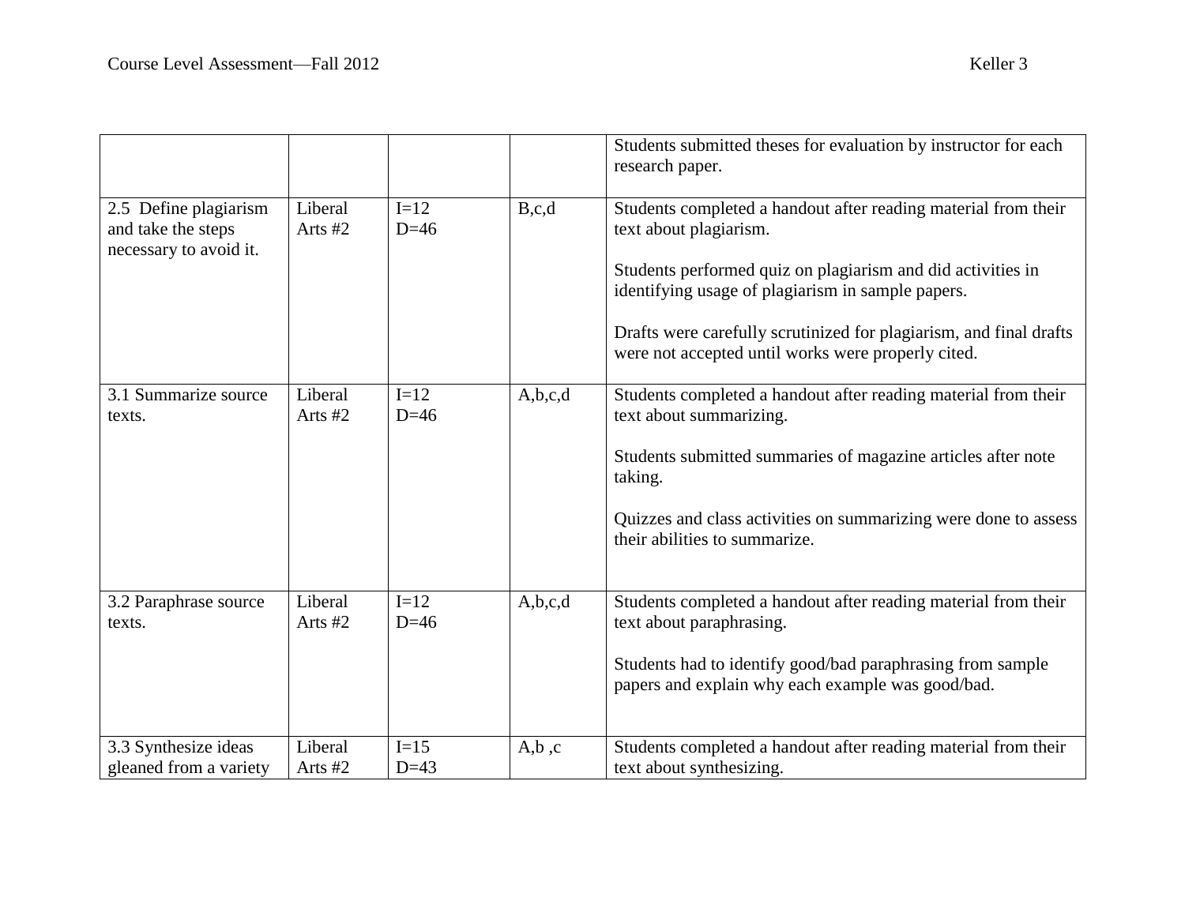| | | | | |
|---|---|---|---|---|
| | | | | Students submitted theses for evaluation by instructor for each research paper. |
| 2.5 Define plagiarism and take the steps necessary to avoid it. | Liberal Arts #2 | I=12<br>D=46 | B,c,d | Students completed a handout after reading material from their text about plagiarism.<br><br>Students performed quiz on plagiarism and did activities in identifying usage of plagiarism in sample papers.<br><br>Drafts were carefully scrutinized for plagiarism, and final drafts were not accepted until works were properly cited. |
| 3.1 Summarize source texts. | Liberal Arts #2 | I=12<br>D=46 | A,b,c,d | Students completed a handout after reading material from their text about summarizing.<br><br>Students submitted summaries of magazine articles after note taking.<br><br>Quizzes and class activities on summarizing were done to assess their abilities to summarize. |
| 3.2 Paraphrase source texts. | Liberal Arts #2 | I=12<br>D=46 | A,b,c,d | Students completed a handout after reading material from their text about paraphrasing.<br><br>Students had to identify good/bad paraphrasing from sample papers and explain why each example was good/bad. |
| 3.3 Synthesize ideas gleaned from a variety | Liberal Arts #2 | I=15<br>D=43 | A,b ,c | Students completed a handout after reading material from their text about synthesizing. |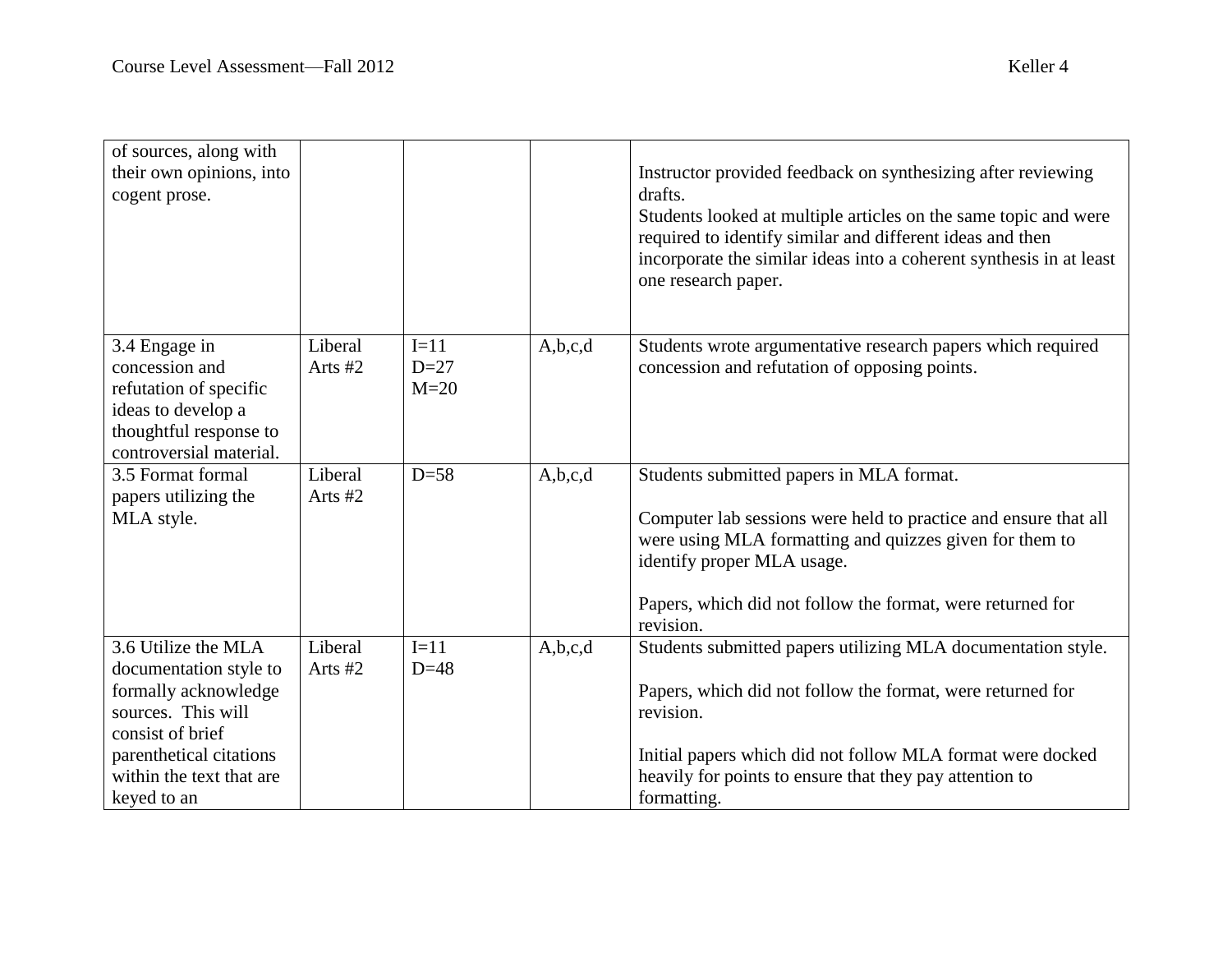| | | | | |
|---|---|---|---|---|
| of sources, along with their own opinions, into cogent prose. | | | | Instructor provided feedback on synthesizing after reviewing drafts.<br>Students looked at multiple articles on the same topic and were required to identify similar and different ideas and then incorporate the similar ideas into a coherent synthesis in at least one research paper. |
| 3.4 Engage in concession and refutation of specific ideas to develop a thoughtful response to controversial material. | Liberal Arts #2 | I=11<br>D=27<br>M=20 | A,b,c,d | Students wrote argumentative research papers which required concession and refutation of opposing points. |
| 3.5 Format formal papers utilizing the MLA style. | Liberal Arts #2 | D=58 | A,b,c,d | Students submitted papers in MLA format.<br><br>Computer lab sessions were held to practice and ensure that all were using MLA formatting and quizzes given for them to identify proper MLA usage.<br><br>Papers, which did not follow the format, were returned for revision. |
| 3.6 Utilize the MLA documentation style to formally acknowledge sources. This will consist of brief parenthetical citations within the text that are keyed to an | Liberal Arts #2 | I=11<br>D=48 | A,b,c,d | Students submitted papers utilizing MLA documentation style.<br><br>Papers, which did not follow the format, were returned for revision.<br><br>Initial papers which did not follow MLA format were docked heavily for points to ensure that they pay attention to formatting. |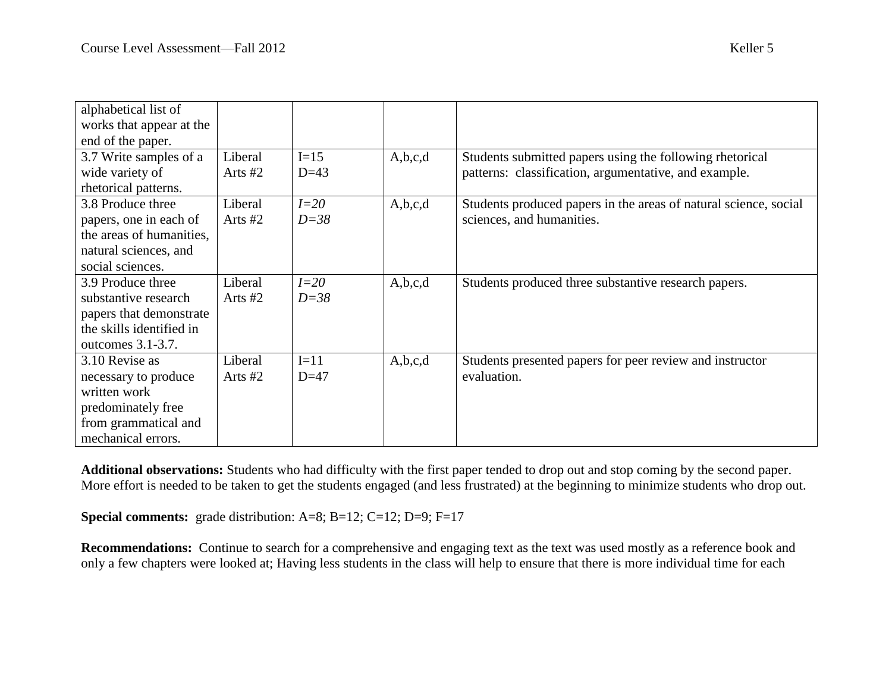| | | | | |
|---|---|---|---|---|
| alphabetical list of works that appear at the end of the paper. | | | | |
| 3.7 Write samples of a wide variety of rhetorical patterns. | Liberal Arts #2 | I=15<br>D=43 | A,b,c,d | Students submitted papers using the following rhetorical patterns: classification, argumentative, and example. |
| 3.8 Produce three papers, one in each of the areas of humanities, natural sciences, and social sciences. | Liberal Arts #2 | *I=20*<br>*D=38* | A,b,c,d | Students produced papers in the areas of natural science, social sciences, and humanities. |
| 3.9 Produce three substantive research papers that demonstrate the skills identified in outcomes 3.1-3.7. | Liberal Arts #2 | *I=20*<br>*D=38* | A,b,c,d | Students produced three substantive research papers. |
| 3.10 Revise as necessary to produce written work predominately free from grammatical and mechanical errors. | Liberal Arts #2 | I=11<br>D=47 | A,b,c,d | Students presented papers for peer review and instructor evaluation. |

**Additional observations:** Students who had difficulty with the first paper tended to drop out and stop coming by the second paper. More effort is needed to be taken to get the students engaged (and less frustrated) at the beginning to minimize students who drop out.

**Special comments:** grade distribution: A=8; B=12; C=12; D=9; F=17

**Recommendations:** Continue to search for a comprehensive and engaging text as the text was used mostly as a reference book and only a few chapters were looked at; Having less students in the class will help to ensure that there is more individual time for each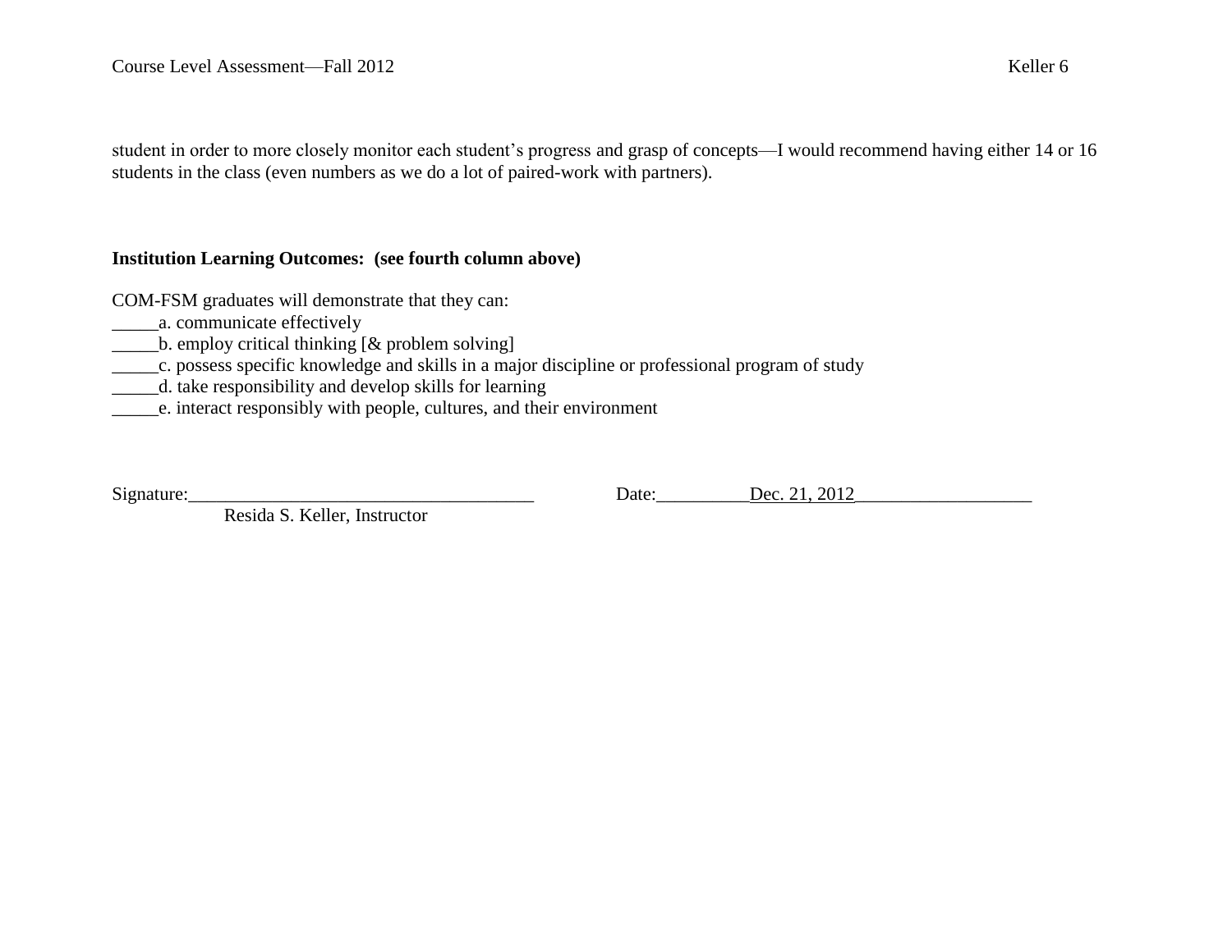student in order to more closely monitor each student's progress and grasp of concepts—I would recommend having either 14 or 16 students in the class (even numbers as we do a lot of paired-work with partners).

**Institution Learning Outcomes: (see fourth column above)**

COM-FSM graduates will demonstrate that they can:

_____a. communicate effectively  
_____b. employ critical thinking [& problem solving]  
_____c. possess specific knowledge and skills in a major discipline or professional program of study  
_____d. take responsibility and develop skills for learning  
_____e. interact responsibly with people, cultures, and their environment

Signature:_____________________________________ Date:__________Dec. 21, 2012___________________  
Resida S. Keller, Instructor